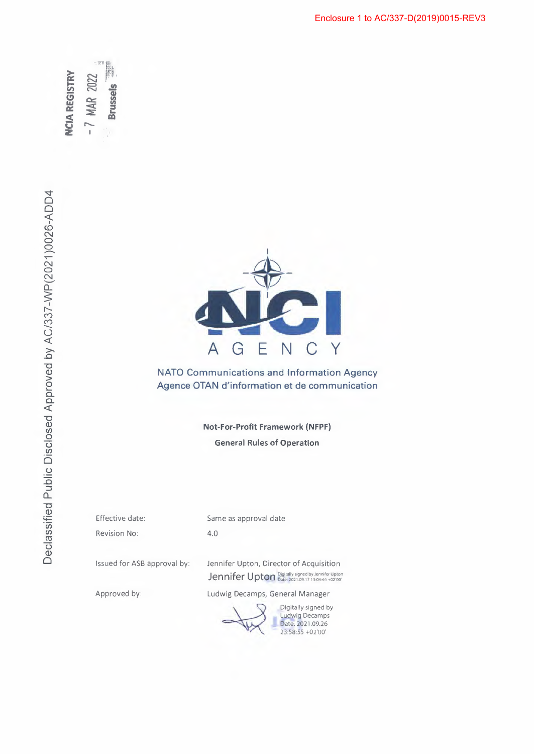Enclosure 1 to AC/337-D(2019)0015-REV3

NCIA REGISTRY
- 7 MAR 2022
Brussels

Declassified Public Disclosed Approved by AC/337-WP(2021)0026-ADD4

NCI AGENCY

NATO Communications and Information Agency
Agence OTAN d'information et de communication

**Not-For-Profit Framework (NFPF)**

**General Rules of Operation**

| | |
|---|---|
| Effective date: | Same as approval date |
| Revision No: | 4.0 |
| Issued for ASB approval by: | Jennifer Upton, Director of Acquisition |
| | Jennifer Upton — Digitally signed by Jennifer Upton Date: 2021.09.17 13:04:44 +02'00' |
| Approved by: | Ludwig Decamps, General Manager |
| | Digitally signed by Ludwig Decamps Date: 2021.09.26 23:58:55 +02'00' |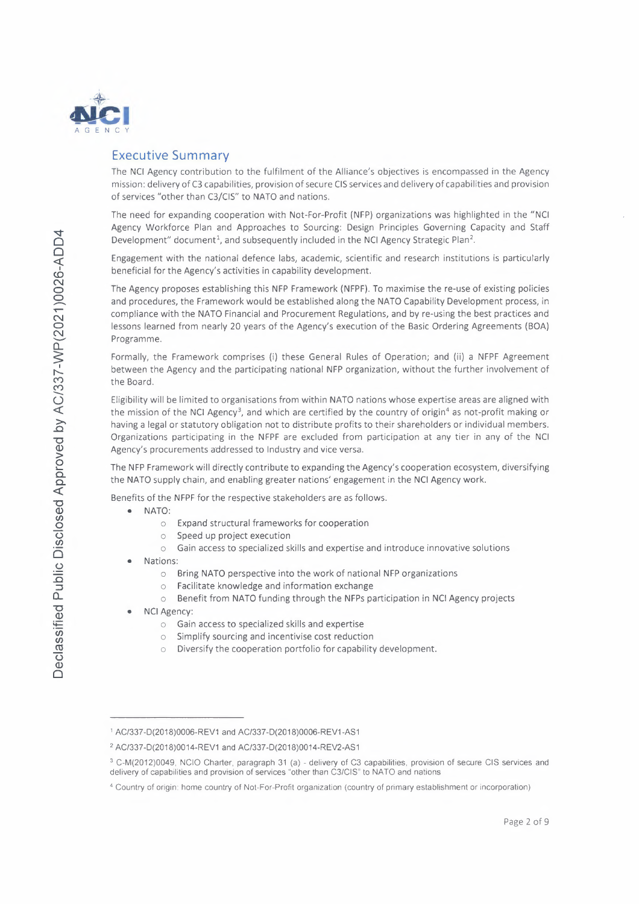## Executive Summary

The NCI Agency contribution to the fulfilment of the Alliance's objectives is encompassed in the Agency mission: delivery of C3 capabilities, provision of secure CIS services and delivery of capabilities and provision of services "other than C3/CIS" to NATO and nations.

The need for expanding cooperation with Not-For-Profit (NFP) organizations was highlighted in the "NCI Agency Workforce Plan and Approaches to Sourcing: Design Principles Governing Capacity and Staff Development" document[1], and subsequently included in the NCI Agency Strategic Plan[2].

Engagement with the national defence labs, academic, scientific and research institutions is particularly beneficial for the Agency's activities in capability development.

The Agency proposes establishing this NFP Framework (NFPF). To maximise the re-use of existing policies and procedures, the Framework would be established along the NATO Capability Development process, in compliance with the NATO Financial and Procurement Regulations, and by re-using the best practices and lessons learned from nearly 20 years of the Agency's execution of the Basic Ordering Agreements (BOA) Programme.

Formally, the Framework comprises (i) these General Rules of Operation; and (ii) a NFPF Agreement between the Agency and the participating national NFP organization, without the further involvement of the Board.

Eligibility will be limited to organisations from within NATO nations whose expertise areas are aligned with the mission of the NCI Agency[3], and which are certified by the country of origin[4] as not-profit making or having a legal or statutory obligation not to distribute profits to their shareholders or individual members. Organizations participating in the NFPF are excluded from participation at any tier in any of the NCI Agency's procurements addressed to Industry and vice versa.

The NFP Framework will directly contribute to expanding the Agency's cooperation ecosystem, diversifying the NATO supply chain, and enabling greater nations' engagement in the NCI Agency work.

Benefits of the NFPF for the respective stakeholders are as follows.

- NATO:
  - Expand structural frameworks for cooperation
  - Speed up project execution
  - Gain access to specialized skills and expertise and introduce innovative solutions
- Nations:
  - Bring NATO perspective into the work of national NFP organizations
  - Facilitate knowledge and information exchange
  - Benefit from NATO funding through the NFPs participation in NCI Agency projects
- NCI Agency:
  - Gain access to specialized skills and expertise
  - Simplify sourcing and incentivise cost reduction
  - Diversify the cooperation portfolio for capability development.

---

[1] AC/337-D(2018)0006-REV1 and AC/337-D(2018)0006-REV1-AS1

[2] AC/337-D(2018)0014-REV1 and AC/337-D(2018)0014-REV2-AS1

[3] C-M(2012)0049, NCIO Charter, paragraph 31 (a) - delivery of C3 capabilities, provision of secure CIS services and delivery of capabilities and provision of services "other than C3/CIS" to NATO and nations

[4] Country of origin: home country of Not-For-Profit organization (country of primary establishment or incorporation)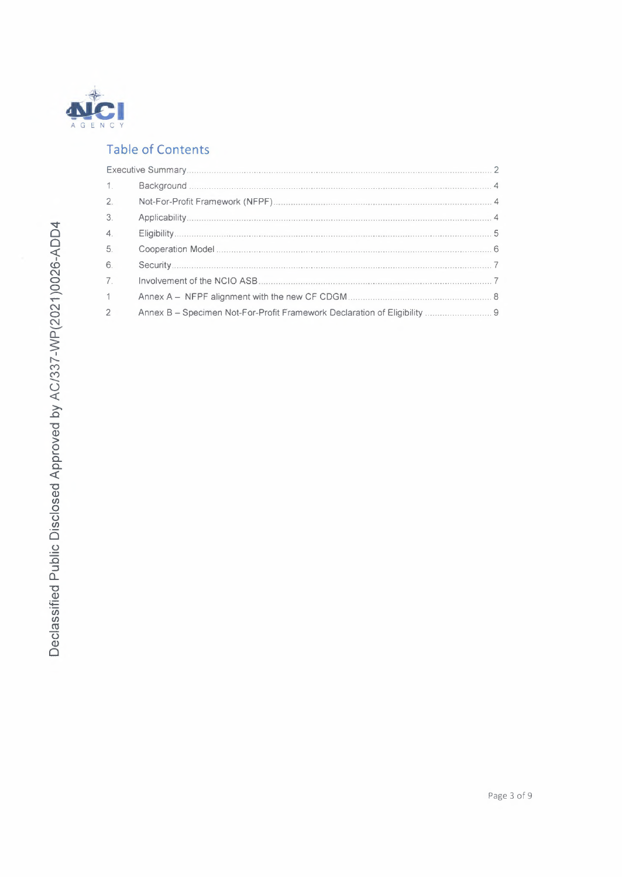## Table of Contents

| | | |
|---|---|---|
| Executive Summary | | 2 |
| 1. | Background | 4 |
| 2. | Not-For-Profit Framework (NFPF) | 4 |
| 3. | Applicability | 4 |
| 4. | Eligibility | 5 |
| 5. | Cooperation Model | 6 |
| 6. | Security | 7 |
| 7. | Involvement of the NCIO ASB | 7 |
| 1 | Annex A – NFPF alignment with the new CF CDGM | 8 |
| 2 | Annex B – Specimen Not-For-Profit Framework Declaration of Eligibility | 9 |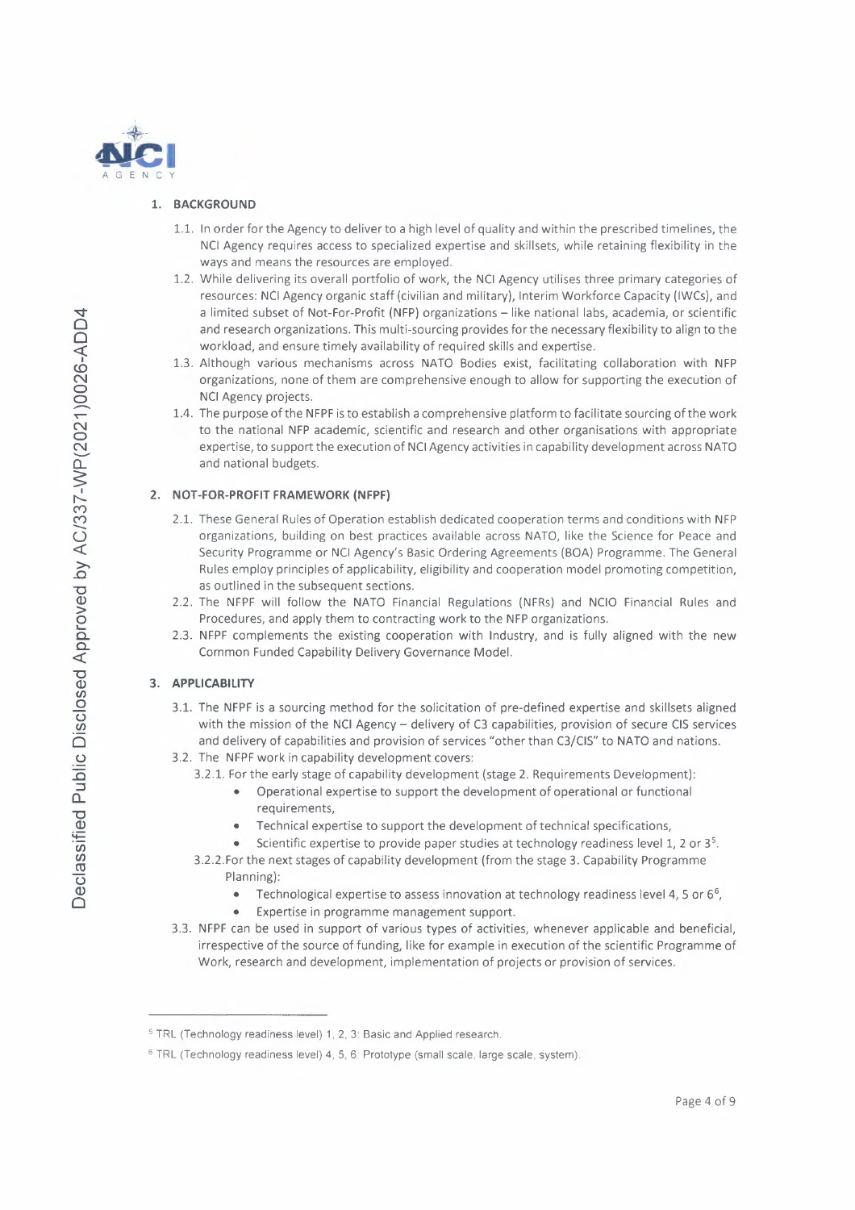## 1. BACKGROUND

1.1. In order for the Agency to deliver to a high level of quality and within the prescribed timelines, the NCI Agency requires access to specialized expertise and skillsets, while retaining flexibility in the ways and means the resources are employed.

1.2. While delivering its overall portfolio of work, the NCI Agency utilises three primary categories of resources: NCI Agency organic staff (civilian and military), Interim Workforce Capacity (IWCs), and a limited subset of Not-For-Profit (NFP) organizations – like national labs, academia, or scientific and research organizations. This multi-sourcing provides for the necessary flexibility to align to the workload, and ensure timely availability of required skills and expertise.

1.3. Although various mechanisms across NATO Bodies exist, facilitating collaboration with NFP organizations, none of them are comprehensive enough to allow for supporting the execution of NCI Agency projects.

1.4. The purpose of the NFPF is to establish a comprehensive platform to facilitate sourcing of the work to the national NFP academic, scientific and research and other organisations with appropriate expertise, to support the execution of NCI Agency activities in capability development across NATO and national budgets.

## 2. NOT-FOR-PROFIT FRAMEWORK (NFPF)

2.1. These General Rules of Operation establish dedicated cooperation terms and conditions with NFP organizations, building on best practices available across NATO, like the Science for Peace and Security Programme or NCI Agency's Basic Ordering Agreements (BOA) Programme. The General Rules employ principles of applicability, eligibility and cooperation model promoting competition, as outlined in the subsequent sections.

2.2. The NFPF will follow the NATO Financial Regulations (NFRs) and NCIO Financial Rules and Procedures, and apply them to contracting work to the NFP organizations.

2.3. NFPF complements the existing cooperation with Industry, and is fully aligned with the new Common Funded Capability Delivery Governance Model.

## 3. APPLICABILITY

3.1. The NFPF is a sourcing method for the solicitation of pre-defined expertise and skillsets aligned with the mission of the NCI Agency – delivery of C3 capabilities, provision of secure CIS services and delivery of capabilities and provision of services "other than C3/CIS" to NATO and nations.

3.2. The NFPF work in capability development covers:

3.2.1. For the early stage of capability development (stage 2. Requirements Development):

- Operational expertise to support the development of operational or functional requirements,
- Technical expertise to support the development of technical specifications,
- Scientific expertise to provide paper studies at technology readiness level 1, 2 or 3[5].

3.2.2. For the next stages of capability development (from the stage 3. Capability Programme Planning):

- Technological expertise to assess innovation at technology readiness level 4, 5 or 6[6],
- Expertise in programme management support.

3.3. NFPF can be used in support of various types of activities, whenever applicable and beneficial, irrespective of the source of funding, like for example in execution of the scientific Programme of Work, research and development, implementation of projects or provision of services.

---

[5] TRL (Technology readiness level) 1, 2, 3: Basic and Applied research.

[6] TRL (Technology readiness level) 4, 5, 6: Prototype (small scale, large scale, system).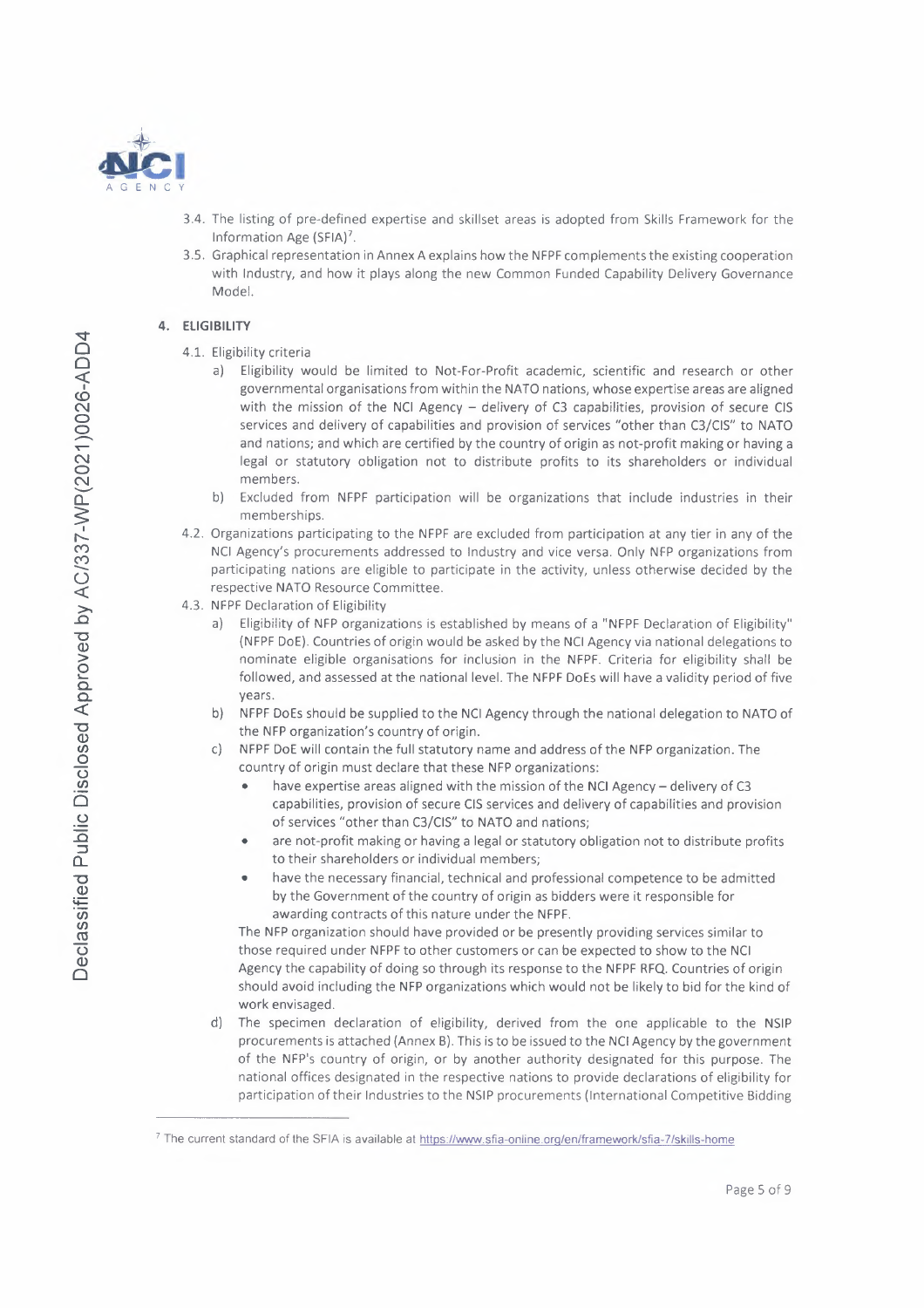3.4. The listing of pre-defined expertise and skillset areas is adopted from Skills Framework for the Information Age (SFIA)[7].

3.5. Graphical representation in Annex A explains how the NFPF complements the existing cooperation with Industry, and how it plays along the new Common Funded Capability Delivery Governance Model.

## 4. ELIGIBILITY

4.1. Eligibility criteria

a) Eligibility would be limited to Not-For-Profit academic, scientific and research or other governmental organisations from within the NATO nations, whose expertise areas are aligned with the mission of the NCI Agency – delivery of C3 capabilities, provision of secure CIS services and delivery of capabilities and provision of services "other than C3/CIS" to NATO and nations; and which are certified by the country of origin as not-profit making or having a legal or statutory obligation not to distribute profits to its shareholders or individual members.

b) Excluded from NFPF participation will be organizations that include industries in their memberships.

4.2. Organizations participating to the NFPF are excluded from participation at any tier in any of the NCI Agency's procurements addressed to Industry and vice versa. Only NFP organizations from participating nations are eligible to participate in the activity, unless otherwise decided by the respective NATO Resource Committee.

4.3. NFPF Declaration of Eligibility

a) Eligibility of NFP organizations is established by means of a "NFPF Declaration of Eligibility" (NFPF DoE). Countries of origin would be asked by the NCI Agency via national delegations to nominate eligible organisations for inclusion in the NFPF. Criteria for eligibility shall be followed, and assessed at the national level. The NFPF DoEs will have a validity period of five years.

b) NFPF DoEs should be supplied to the NCI Agency through the national delegation to NATO of the NFP organization's country of origin.

c) NFPF DoE will contain the full statutory name and address of the NFP organization. The country of origin must declare that these NFP organizations:

- have expertise areas aligned with the mission of the NCI Agency – delivery of C3 capabilities, provision of secure CIS services and delivery of capabilities and provision of services "other than C3/CIS" to NATO and nations;
- are not-profit making or having a legal or statutory obligation not to distribute profits to their shareholders or individual members;
- have the necessary financial, technical and professional competence to be admitted by the Government of the country of origin as bidders were it responsible for awarding contracts of this nature under the NFPF.

The NFP organization should have provided or be presently providing services similar to those required under NFPF to other customers or can be expected to show to the NCI Agency the capability of doing so through its response to the NFPF RFQ. Countries of origin should avoid including the NFP organizations which would not be likely to bid for the kind of work envisaged.

d) The specimen declaration of eligibility, derived from the one applicable to the NSIP procurements is attached (Annex B). This is to be issued to the NCI Agency by the government of the NFP's country of origin, or by another authority designated for this purpose. The national offices designated in the respective nations to provide declarations of eligibility for participation of their Industries to the NSIP procurements (International Competitive Bidding

[7] The current standard of the SFIA is available at https://www.sfia-online.org/en/framework/sfia-7/skills-home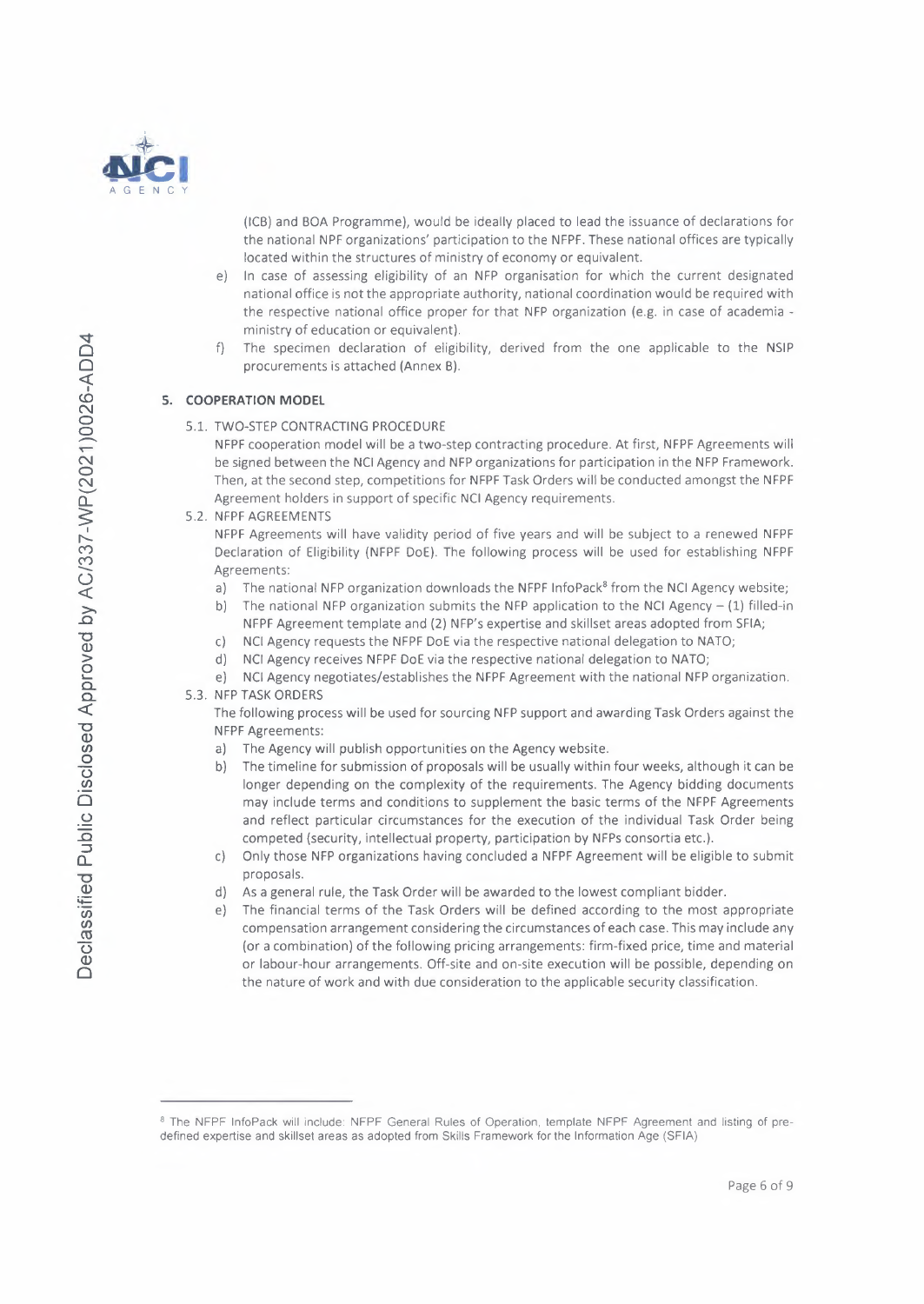(ICB) and BOA Programme), would be ideally placed to lead the issuance of declarations for the national NPF organizations' participation to the NFPF. These national offices are typically located within the structures of ministry of economy or equivalent.

e) In case of assessing eligibility of an NFP organisation for which the current designated national office is not the appropriate authority, national coordination would be required with the respective national office proper for that NFP organization (e.g. in case of academia - ministry of education or equivalent).

f) The specimen declaration of eligibility, derived from the one applicable to the NSIP procurements is attached (Annex B).

## 5. COOPERATION MODEL

### 5.1. TWO-STEP CONTRACTING PROCEDURE

NFPF cooperation model will be a two-step contracting procedure. At first, NFPF Agreements will be signed between the NCI Agency and NFP organizations for participation in the NFP Framework. Then, at the second step, competitions for NFPF Task Orders will be conducted amongst the NFPF Agreement holders in support of specific NCI Agency requirements.

### 5.2. NFPF AGREEMENTS

NFPF Agreements will have validity period of five years and will be subject to a renewed NFPF Declaration of Eligibility (NFPF DoE). The following process will be used for establishing NFPF Agreements:

a) The national NFP organization downloads the NFPF InfoPack[8] from the NCI Agency website;
b) The national NFP organization submits the NFP application to the NCI Agency – (1) filled-in NFPF Agreement template and (2) NFP's expertise and skillset areas adopted from SFIA;
c) NCI Agency requests the NFPF DoE via the respective national delegation to NATO;
d) NCI Agency receives NFPF DoE via the respective national delegation to NATO;
e) NCI Agency negotiates/establishes the NFPF Agreement with the national NFP organization.

### 5.3. NFP TASK ORDERS

The following process will be used for sourcing NFP support and awarding Task Orders against the NFPF Agreements:

a) The Agency will publish opportunities on the Agency website.
b) The timeline for submission of proposals will be usually within four weeks, although it can be longer depending on the complexity of the requirements. The Agency bidding documents may include terms and conditions to supplement the basic terms of the NFPF Agreements and reflect particular circumstances for the execution of the individual Task Order being competed (security, intellectual property, participation by NFPs consortia etc.).
c) Only those NFP organizations having concluded a NFPF Agreement will be eligible to submit proposals.
d) As a general rule, the Task Order will be awarded to the lowest compliant bidder.
e) The financial terms of the Task Orders will be defined according to the most appropriate compensation arrangement considering the circumstances of each case. This may include any (or a combination) of the following pricing arrangements: firm-fixed price, time and material or labour-hour arrangements. Off-site and on-site execution will be possible, depending on the nature of work and with due consideration to the applicable security classification.

---

[8] The NFPF InfoPack will include: NFPF General Rules of Operation, template NFPF Agreement and listing of pre-defined expertise and skillset areas as adopted from Skills Framework for the Information Age (SFIA)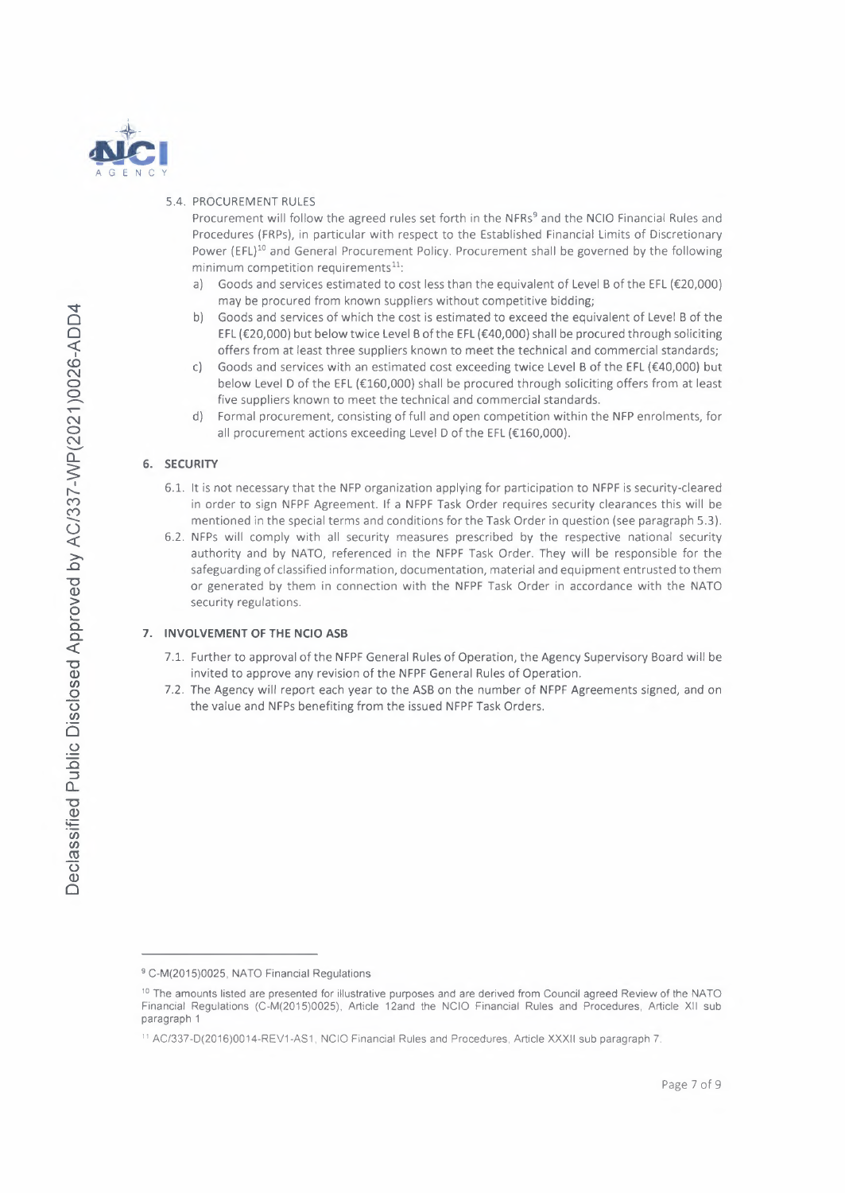5.4. PROCUREMENT RULES

Procurement will follow the agreed rules set forth in the NFRs[9] and the NCIO Financial Rules and Procedures (FRPs), in particular with respect to the Established Financial Limits of Discretionary Power (EFL)[10] and General Procurement Policy. Procurement shall be governed by the following minimum competition requirements[11]:

a) Goods and services estimated to cost less than the equivalent of Level B of the EFL (€20,000) may be procured from known suppliers without competitive bidding;

b) Goods and services of which the cost is estimated to exceed the equivalent of Level B of the EFL (€20,000) but below twice Level B of the EFL (€40,000) shall be procured through soliciting offers from at least three suppliers known to meet the technical and commercial standards;

c) Goods and services with an estimated cost exceeding twice Level B of the EFL (€40,000) but below Level D of the EFL (€160,000) shall be procured through soliciting offers from at least five suppliers known to meet the technical and commercial standards.

d) Formal procurement, consisting of full and open competition within the NFP enrolments, for all procurement actions exceeding Level D of the EFL (€160,000).

## 6. SECURITY

6.1. It is not necessary that the NFP organization applying for participation to NFPF is security-cleared in order to sign NFPF Agreement. If a NFPF Task Order requires security clearances this will be mentioned in the special terms and conditions for the Task Order in question (see paragraph 5.3).

6.2. NFPs will comply with all security measures prescribed by the respective national security authority and by NATO, referenced in the NFPF Task Order. They will be responsible for the safeguarding of classified information, documentation, material and equipment entrusted to them or generated by them in connection with the NFPF Task Order in accordance with the NATO security regulations.

## 7. INVOLVEMENT OF THE NCIO ASB

7.1. Further to approval of the NFPF General Rules of Operation, the Agency Supervisory Board will be invited to approve any revision of the NFPF General Rules of Operation.

7.2. The Agency will report each year to the ASB on the number of NFPF Agreements signed, and on the value and NFPs benefiting from the issued NFPF Task Orders.

---

[9] C-M(2015)0025, NATO Financial Regulations

[10] The amounts listed are presented for illustrative purposes and are derived from Council agreed Review of the NATO Financial Regulations (C-M(2015)0025), Article 12and the NCIO Financial Rules and Procedures, Article XII sub paragraph 1

[11] AC/337-D(2016)0014-REV1-AS1, NCIO Financial Rules and Procedures, Article XXXII sub paragraph 7.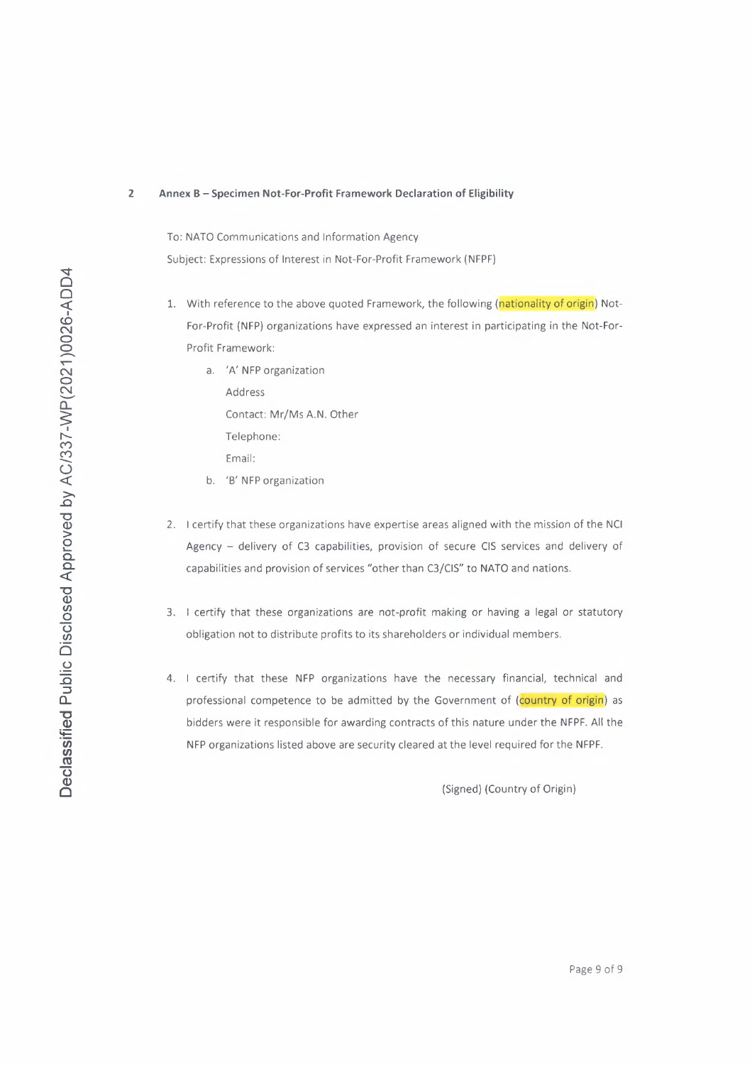## 2 Annex B – Specimen Not-For-Profit Framework Declaration of Eligibility

To: NATO Communications and Information Agency

Subject: Expressions of Interest in Not-For-Profit Framework (NFPF)

1. With reference to the above quoted Framework, the following (nationality of origin) Not-For-Profit (NFP) organizations have expressed an interest in participating in the Not-For-Profit Framework:

    a. 'A' NFP organization
       Address
       Contact: Mr/Ms A.N. Other
       Telephone:
       Email:

    b. 'B' NFP organization

2. I certify that these organizations have expertise areas aligned with the mission of the NCI Agency – delivery of C3 capabilities, provision of secure CIS services and delivery of capabilities and provision of services "other than C3/CIS" to NATO and nations.

3. I certify that these organizations are not-profit making or having a legal or statutory obligation not to distribute profits to its shareholders or individual members.

4. I certify that these NFP organizations have the necessary financial, technical and professional competence to be admitted by the Government of (country of origin) as bidders were it responsible for awarding contracts of this nature under the NFPF. All the NFP organizations listed above are security cleared at the level required for the NFPF.

(Signed) (Country of Origin)